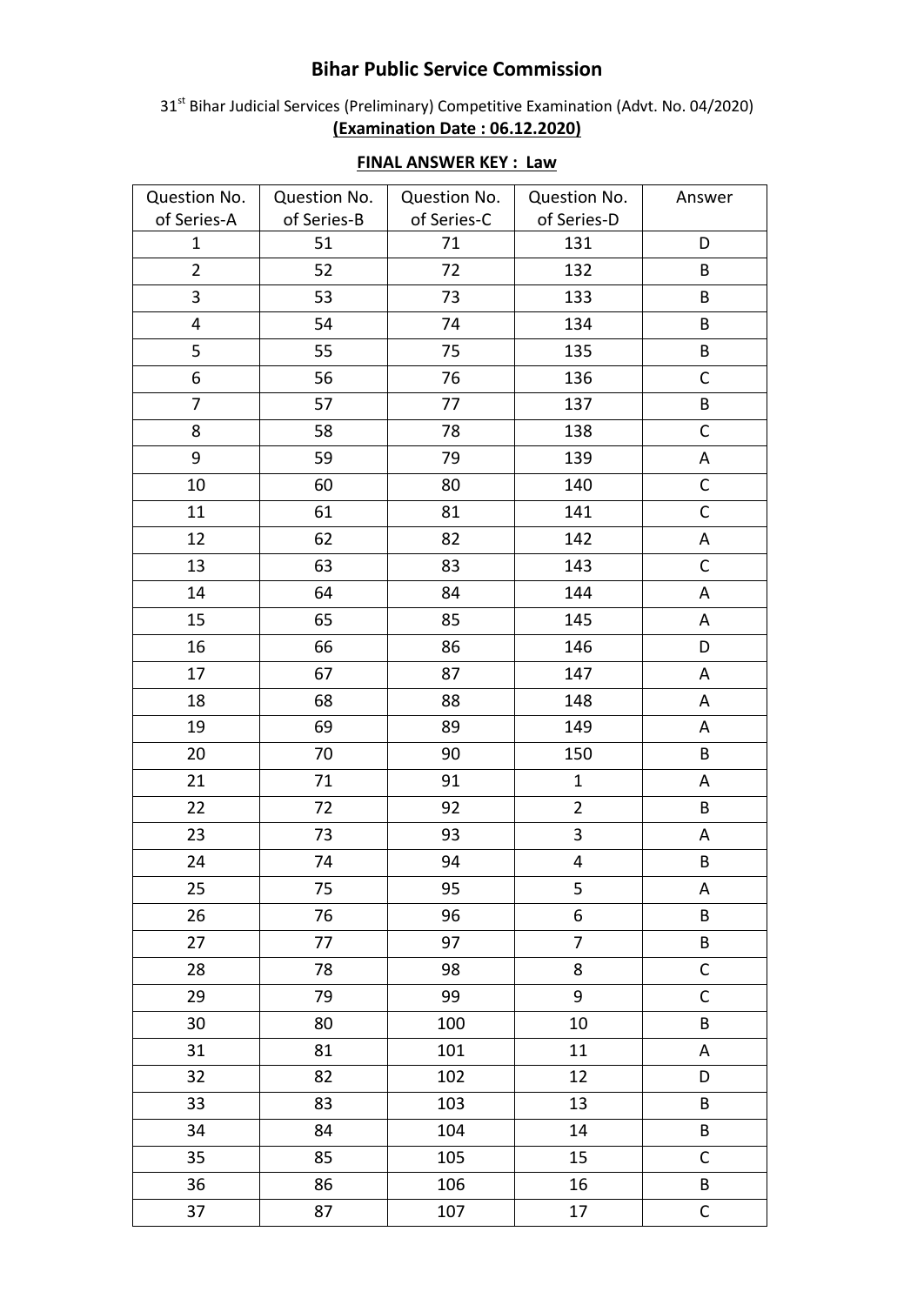# Bihar Public Service Commission

31st Bihar Judicial Services (Preliminary) Competitive Examination (Advt. No. 04/2020)

**(Examination Date : 06.12.2020)**

**FINAL ANSWER KEY : Law**

| Question No. of Series-A | Question No. of Series-B | Question No. of Series-C | Question No. of Series-D | Answer |
|---|---|---|---|---|
| 1 | 51 | 71 | 131 | D |
| 2 | 52 | 72 | 132 | B |
| 3 | 53 | 73 | 133 | B |
| 4 | 54 | 74 | 134 | B |
| 5 | 55 | 75 | 135 | B |
| 6 | 56 | 76 | 136 | C |
| 7 | 57 | 77 | 137 | B |
| 8 | 58 | 78 | 138 | C |
| 9 | 59 | 79 | 139 | A |
| 10 | 60 | 80 | 140 | C |
| 11 | 61 | 81 | 141 | C |
| 12 | 62 | 82 | 142 | A |
| 13 | 63 | 83 | 143 | C |
| 14 | 64 | 84 | 144 | A |
| 15 | 65 | 85 | 145 | A |
| 16 | 66 | 86 | 146 | D |
| 17 | 67 | 87 | 147 | A |
| 18 | 68 | 88 | 148 | A |
| 19 | 69 | 89 | 149 | A |
| 20 | 70 | 90 | 150 | B |
| 21 | 71 | 91 | 1 | A |
| 22 | 72 | 92 | 2 | B |
| 23 | 73 | 93 | 3 | A |
| 24 | 74 | 94 | 4 | B |
| 25 | 75 | 95 | 5 | A |
| 26 | 76 | 96 | 6 | B |
| 27 | 77 | 97 | 7 | B |
| 28 | 78 | 98 | 8 | C |
| 29 | 79 | 99 | 9 | C |
| 30 | 80 | 100 | 10 | B |
| 31 | 81 | 101 | 11 | A |
| 32 | 82 | 102 | 12 | D |
| 33 | 83 | 103 | 13 | B |
| 34 | 84 | 104 | 14 | B |
| 35 | 85 | 105 | 15 | C |
| 36 | 86 | 106 | 16 | B |
| 37 | 87 | 107 | 17 | C |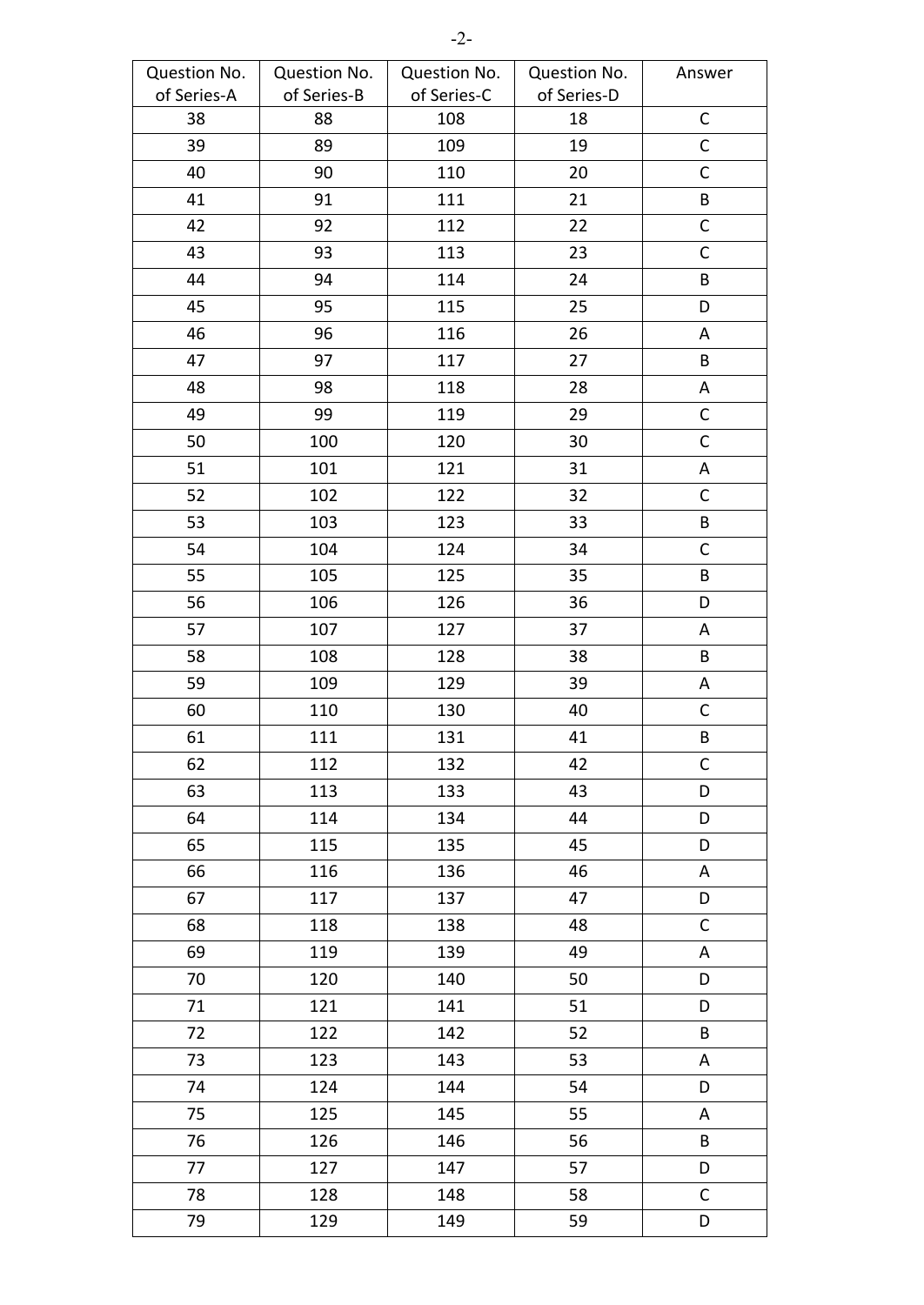| Question No. of Series-A | Question No. of Series-B | Question No. of Series-C | Question No. of Series-D | Answer |
|---|---|---|---|---|
| 38 | 88 | 108 | 18 | C |
| 39 | 89 | 109 | 19 | C |
| 40 | 90 | 110 | 20 | C |
| 41 | 91 | 111 | 21 | B |
| 42 | 92 | 112 | 22 | C |
| 43 | 93 | 113 | 23 | C |
| 44 | 94 | 114 | 24 | B |
| 45 | 95 | 115 | 25 | D |
| 46 | 96 | 116 | 26 | A |
| 47 | 97 | 117 | 27 | B |
| 48 | 98 | 118 | 28 | A |
| 49 | 99 | 119 | 29 | C |
| 50 | 100 | 120 | 30 | C |
| 51 | 101 | 121 | 31 | A |
| 52 | 102 | 122 | 32 | C |
| 53 | 103 | 123 | 33 | B |
| 54 | 104 | 124 | 34 | C |
| 55 | 105 | 125 | 35 | B |
| 56 | 106 | 126 | 36 | D |
| 57 | 107 | 127 | 37 | A |
| 58 | 108 | 128 | 38 | B |
| 59 | 109 | 129 | 39 | A |
| 60 | 110 | 130 | 40 | C |
| 61 | 111 | 131 | 41 | B |
| 62 | 112 | 132 | 42 | C |
| 63 | 113 | 133 | 43 | D |
| 64 | 114 | 134 | 44 | D |
| 65 | 115 | 135 | 45 | D |
| 66 | 116 | 136 | 46 | A |
| 67 | 117 | 137 | 47 | D |
| 68 | 118 | 138 | 48 | C |
| 69 | 119 | 139 | 49 | A |
| 70 | 120 | 140 | 50 | D |
| 71 | 121 | 141 | 51 | D |
| 72 | 122 | 142 | 52 | B |
| 73 | 123 | 143 | 53 | A |
| 74 | 124 | 144 | 54 | D |
| 75 | 125 | 145 | 55 | A |
| 76 | 126 | 146 | 56 | B |
| 77 | 127 | 147 | 57 | D |
| 78 | 128 | 148 | 58 | C |
| 79 | 129 | 149 | 59 | D |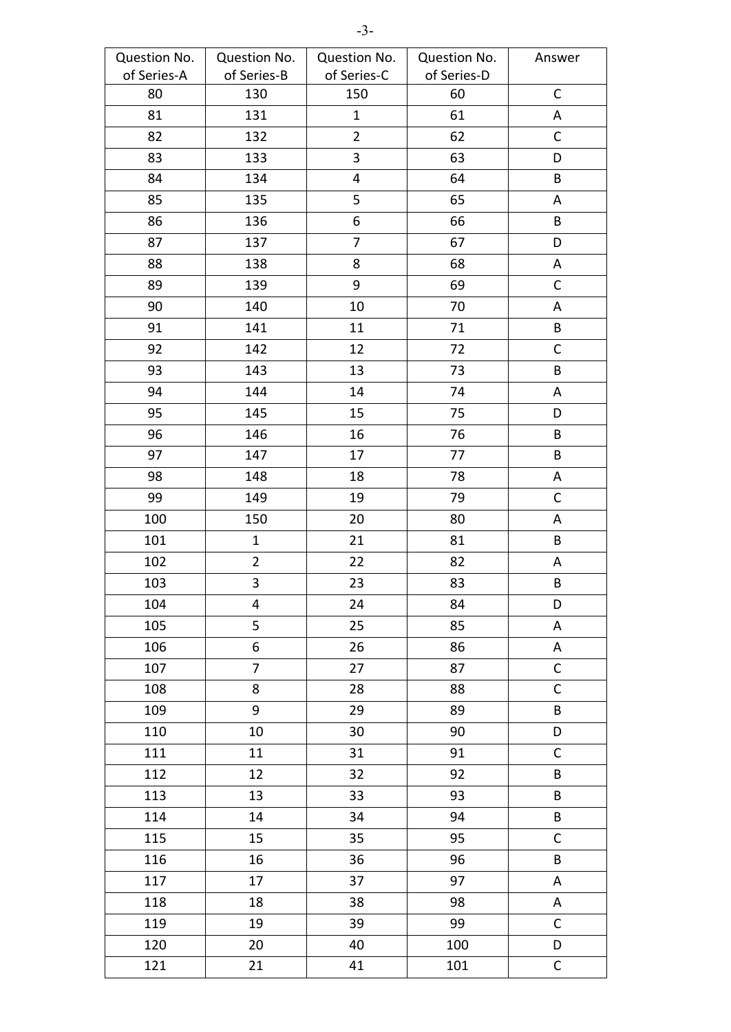| Question No. of Series-A | Question No. of Series-B | Question No. of Series-C | Question No. of Series-D | Answer |
|---|---|---|---|---|
| 80 | 130 | 150 | 60 | C |
| 81 | 131 | 1 | 61 | A |
| 82 | 132 | 2 | 62 | C |
| 83 | 133 | 3 | 63 | D |
| 84 | 134 | 4 | 64 | B |
| 85 | 135 | 5 | 65 | A |
| 86 | 136 | 6 | 66 | B |
| 87 | 137 | 7 | 67 | D |
| 88 | 138 | 8 | 68 | A |
| 89 | 139 | 9 | 69 | C |
| 90 | 140 | 10 | 70 | A |
| 91 | 141 | 11 | 71 | B |
| 92 | 142 | 12 | 72 | C |
| 93 | 143 | 13 | 73 | B |
| 94 | 144 | 14 | 74 | A |
| 95 | 145 | 15 | 75 | D |
| 96 | 146 | 16 | 76 | B |
| 97 | 147 | 17 | 77 | B |
| 98 | 148 | 18 | 78 | A |
| 99 | 149 | 19 | 79 | C |
| 100 | 150 | 20 | 80 | A |
| 101 | 1 | 21 | 81 | B |
| 102 | 2 | 22 | 82 | A |
| 103 | 3 | 23 | 83 | B |
| 104 | 4 | 24 | 84 | D |
| 105 | 5 | 25 | 85 | A |
| 106 | 6 | 26 | 86 | A |
| 107 | 7 | 27 | 87 | C |
| 108 | 8 | 28 | 88 | C |
| 109 | 9 | 29 | 89 | B |
| 110 | 10 | 30 | 90 | D |
| 111 | 11 | 31 | 91 | C |
| 112 | 12 | 32 | 92 | B |
| 113 | 13 | 33 | 93 | B |
| 114 | 14 | 34 | 94 | B |
| 115 | 15 | 35 | 95 | C |
| 116 | 16 | 36 | 96 | B |
| 117 | 17 | 37 | 97 | A |
| 118 | 18 | 38 | 98 | A |
| 119 | 19 | 39 | 99 | C |
| 120 | 20 | 40 | 100 | D |
| 121 | 21 | 41 | 101 | C |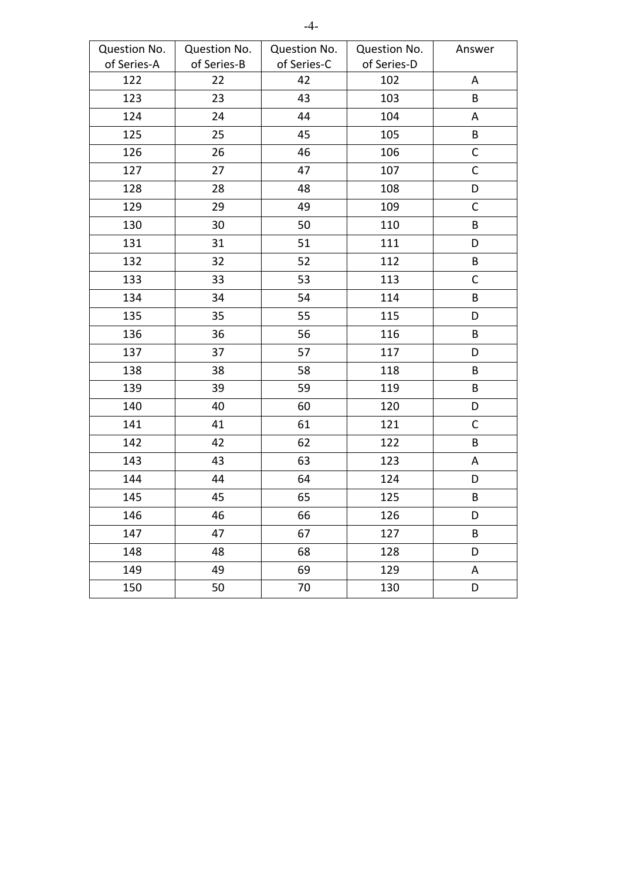| Question No. of Series-A | Question No. of Series-B | Question No. of Series-C | Question No. of Series-D | Answer |
|---|---|---|---|---|
| 122 | 22 | 42 | 102 | A |
| 123 | 23 | 43 | 103 | B |
| 124 | 24 | 44 | 104 | A |
| 125 | 25 | 45 | 105 | B |
| 126 | 26 | 46 | 106 | C |
| 127 | 27 | 47 | 107 | C |
| 128 | 28 | 48 | 108 | D |
| 129 | 29 | 49 | 109 | C |
| 130 | 30 | 50 | 110 | B |
| 131 | 31 | 51 | 111 | D |
| 132 | 32 | 52 | 112 | B |
| 133 | 33 | 53 | 113 | C |
| 134 | 34 | 54 | 114 | B |
| 135 | 35 | 55 | 115 | D |
| 136 | 36 | 56 | 116 | B |
| 137 | 37 | 57 | 117 | D |
| 138 | 38 | 58 | 118 | B |
| 139 | 39 | 59 | 119 | B |
| 140 | 40 | 60 | 120 | D |
| 141 | 41 | 61 | 121 | C |
| 142 | 42 | 62 | 122 | B |
| 143 | 43 | 63 | 123 | A |
| 144 | 44 | 64 | 124 | D |
| 145 | 45 | 65 | 125 | B |
| 146 | 46 | 66 | 126 | D |
| 147 | 47 | 67 | 127 | B |
| 148 | 48 | 68 | 128 | D |
| 149 | 49 | 69 | 129 | A |
| 150 | 50 | 70 | 130 | D |